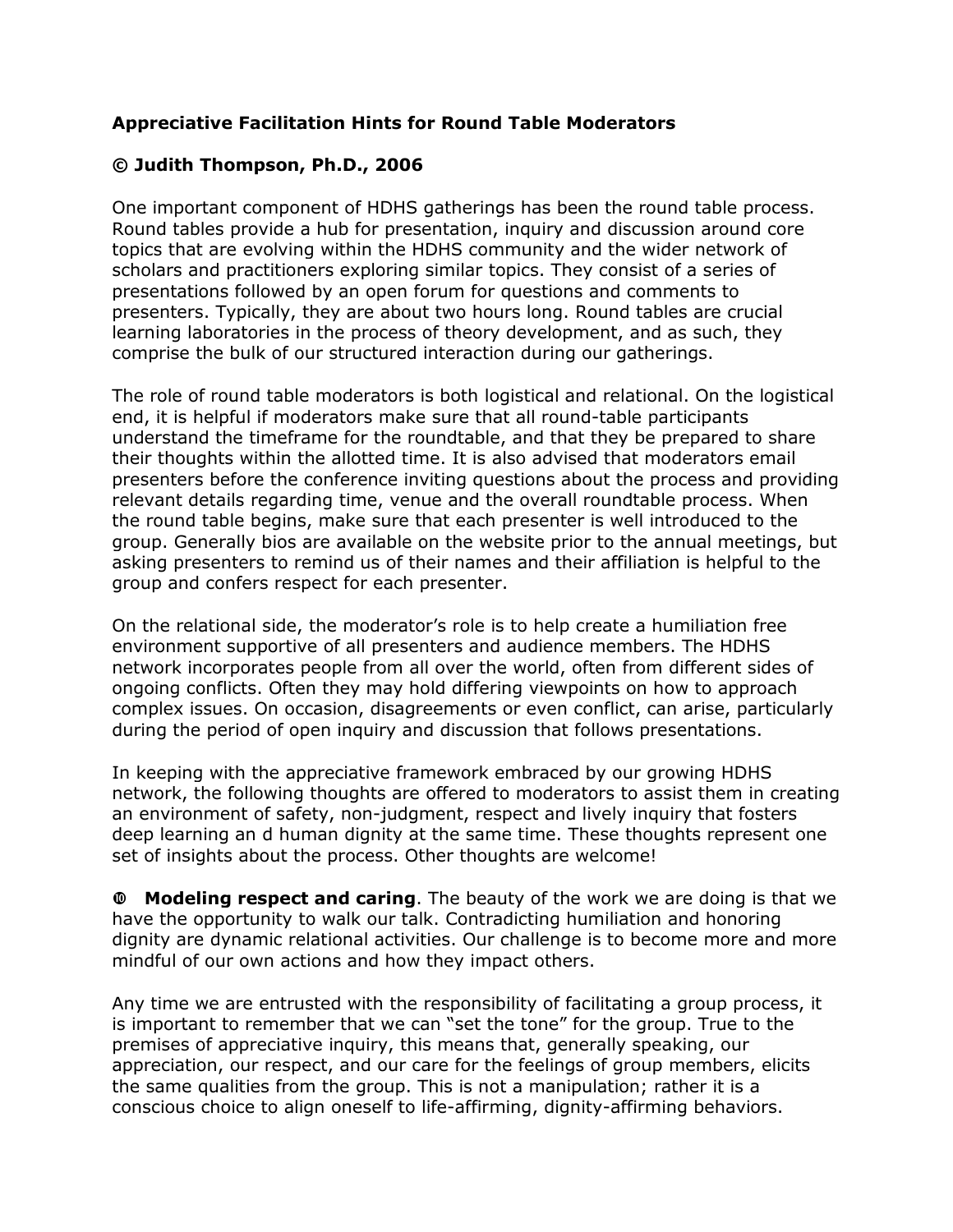**Appreciative Facilitation Hints for Round Table Moderators**

**© Judith Thompson, Ph.D., 2006**

One important component of HDHS gatherings has been the round table process. Round tables provide a hub for presentation, inquiry and discussion around core topics that are evolving within the HDHS community and the wider network of scholars and practitioners exploring similar topics. They consist of a series of presentations followed by an open forum for questions and comments to presenters. Typically, they are about two hours long. Round tables are crucial learning laboratories in the process of theory development, and as such, they comprise the bulk of our structured interaction during our gatherings.

The role of round table moderators is both logistical and relational. On the logistical end, it is helpful if moderators make sure that all round-table participants understand the timeframe for the roundtable, and that they be prepared to share their thoughts within the allotted time. It is also advised that moderators email presenters before the conference inviting questions about the process and providing relevant details regarding time, venue and the overall roundtable process. When the round table begins, make sure that each presenter is well introduced to the group. Generally bios are available on the website prior to the annual meetings, but asking presenters to remind us of their names and their affiliation is helpful to the group and confers respect for each presenter.

On the relational side, the moderator's role is to help create a humiliation free environment supportive of all presenters and audience members. The HDHS network incorporates people from all over the world, often from different sides of ongoing conflicts. Often they may hold differing viewpoints on how to approach complex issues. On occasion, disagreements or even conflict, can arise, particularly during the period of open inquiry and discussion that follows presentations.

In keeping with the appreciative framework embraced by our growing HDHS network, the following thoughts are offered to moderators to assist them in creating an environment of safety, non-judgment, respect and lively inquiry that fosters deep learning an d human dignity at the same time. These thoughts represent one set of insights about the process. Other thoughts are welcome!

➓ **Modeling respect and caring**. The beauty of the work we are doing is that we have the opportunity to walk our talk. Contradicting humiliation and honoring dignity are dynamic relational activities. Our challenge is to become more and more mindful of our own actions and how they impact others.

Any time we are entrusted with the responsibility of facilitating a group process, it is important to remember that we can "set the tone" for the group. True to the premises of appreciative inquiry, this means that, generally speaking, our appreciation, our respect, and our care for the feelings of group members, elicits the same qualities from the group. This is not a manipulation; rather it is a conscious choice to align oneself to life-affirming, dignity-affirming behaviors.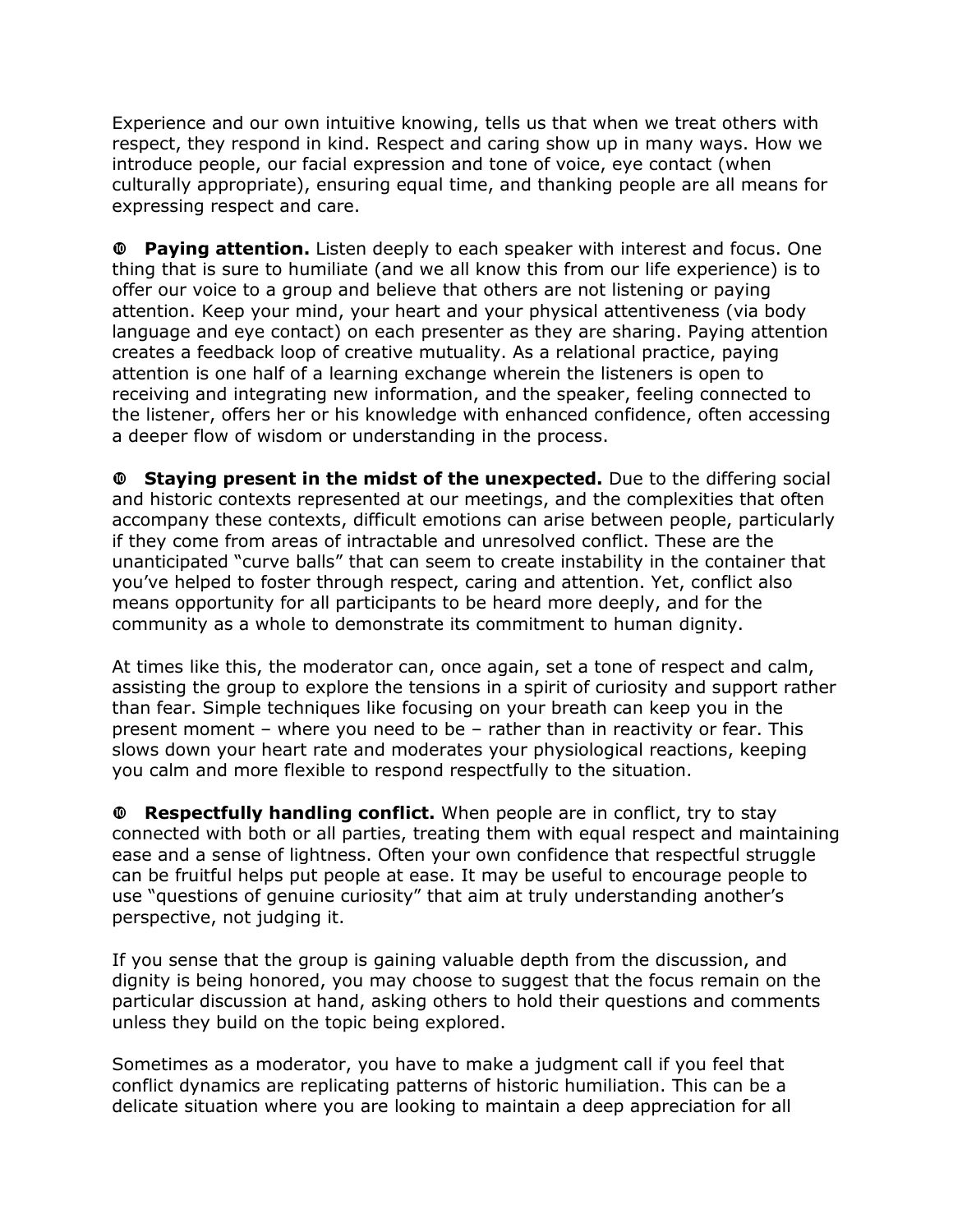Experience and our own intuitive knowing, tells us that when we treat others with respect, they respond in kind. Respect and caring show up in many ways. How we introduce people, our facial expression and tone of voice, eye contact (when culturally appropriate), ensuring equal time, and thanking people are all means for expressing respect and care.

- **Paying attention.** Listen deeply to each speaker with interest and focus. One thing that is sure to humiliate (and we all know this from our life experience) is to offer our voice to a group and believe that others are not listening or paying attention. Keep your mind, your heart and your physical attentiveness (via body language and eye contact) on each presenter as they are sharing. Paying attention creates a feedback loop of creative mutuality. As a relational practice, paying attention is one half of a learning exchange wherein the listeners is open to receiving and integrating new information, and the speaker, feeling connected to the listener, offers her or his knowledge with enhanced confidence, often accessing a deeper flow of wisdom or understanding in the process.

- **Staying present in the midst of the unexpected.** Due to the differing social and historic contexts represented at our meetings, and the complexities that often accompany these contexts, difficult emotions can arise between people, particularly if they come from areas of intractable and unresolved conflict. These are the unanticipated "curve balls" that can seem to create instability in the container that you've helped to foster through respect, caring and attention. Yet, conflict also means opportunity for all participants to be heard more deeply, and for the community as a whole to demonstrate its commitment to human dignity.

At times like this, the moderator can, once again, set a tone of respect and calm, assisting the group to explore the tensions in a spirit of curiosity and support rather than fear. Simple techniques like focusing on your breath can keep you in the present moment – where you need to be – rather than in reactivity or fear. This slows down your heart rate and moderates your physiological reactions, keeping you calm and more flexible to respond respectfully to the situation.

- **Respectfully handling conflict.** When people are in conflict, try to stay connected with both or all parties, treating them with equal respect and maintaining ease and a sense of lightness. Often your own confidence that respectful struggle can be fruitful helps put people at ease. It may be useful to encourage people to use "questions of genuine curiosity" that aim at truly understanding another's perspective, not judging it.

If you sense that the group is gaining valuable depth from the discussion, and dignity is being honored, you may choose to suggest that the focus remain on the particular discussion at hand, asking others to hold their questions and comments unless they build on the topic being explored.

Sometimes as a moderator, you have to make a judgment call if you feel that conflict dynamics are replicating patterns of historic humiliation. This can be a delicate situation where you are looking to maintain a deep appreciation for all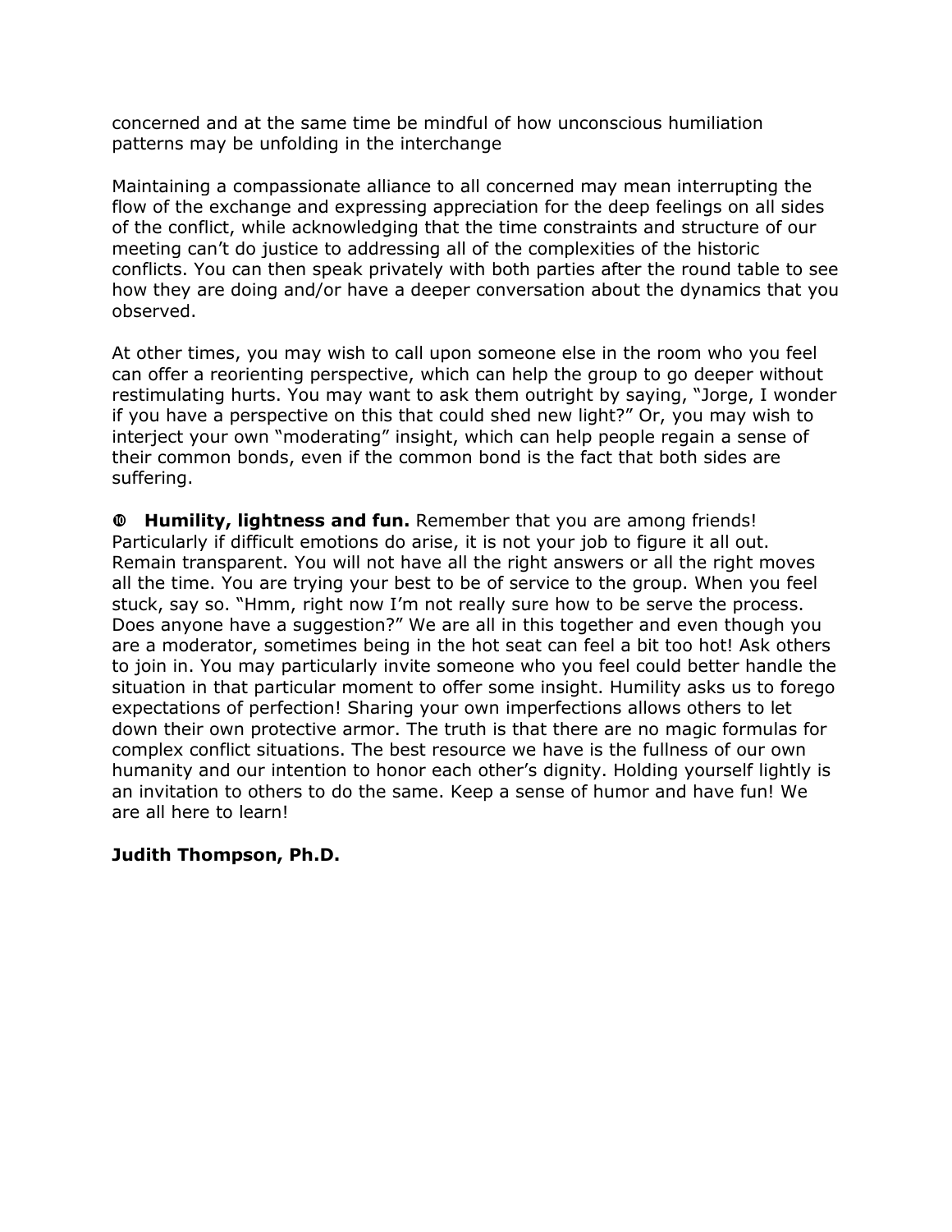concerned and at the same time be mindful of how unconscious humiliation patterns may be unfolding in the interchange

Maintaining a compassionate alliance to all concerned may mean interrupting the flow of the exchange and expressing appreciation for the deep feelings on all sides of the conflict, while acknowledging that the time constraints and structure of our meeting can't do justice to addressing all of the complexities of the historic conflicts. You can then speak privately with both parties after the round table to see how they are doing and/or have a deeper conversation about the dynamics that you observed.

At other times, you may wish to call upon someone else in the room who you feel can offer a reorienting perspective, which can help the group to go deeper without restimulating hurts. You may want to ask them outright by saying, "Jorge, I wonder if you have a perspective on this that could shed new light?" Or, you may wish to interject your own "moderating" insight, which can help people regain a sense of their common bonds, even if the common bond is the fact that both sides are suffering.

➉ **Humility, lightness and fun.** Remember that you are among friends! Particularly if difficult emotions do arise, it is not your job to figure it all out. Remain transparent. You will not have all the right answers or all the right moves all the time. You are trying your best to be of service to the group. When you feel stuck, say so. "Hmm, right now I'm not really sure how to be serve the process. Does anyone have a suggestion?" We are all in this together and even though you are a moderator, sometimes being in the hot seat can feel a bit too hot! Ask others to join in. You may particularly invite someone who you feel could better handle the situation in that particular moment to offer some insight. Humility asks us to forego expectations of perfection! Sharing your own imperfections allows others to let down their own protective armor. The truth is that there are no magic formulas for complex conflict situations. The best resource we have is the fullness of our own humanity and our intention to honor each other's dignity. Holding yourself lightly is an invitation to others to do the same. Keep a sense of humor and have fun! We are all here to learn!

**Judith Thompson, Ph.D.**